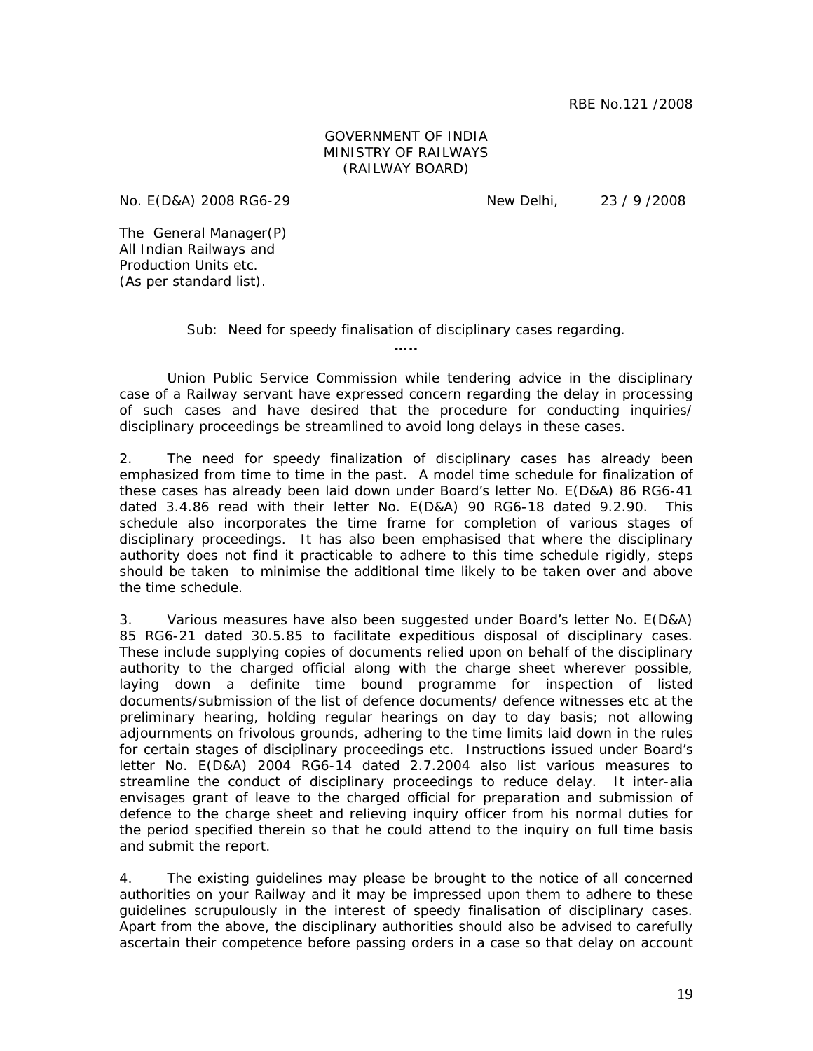RBE No.121 /2008

GOVERNMENT OF INDIA
MINISTRY OF RAILWAYS
(RAILWAY BOARD)

No. E(D&A) 2008 RG6-29 New Delhi, 23 / 9 /2008

The General Manager(P)
All Indian Railways and
Production Units etc.
(As per standard list).

Sub: Need for speedy finalisation of disciplinary cases regarding.

…..

Union Public Service Commission while tendering advice in the disciplinary case of a Railway servant have expressed concern regarding the delay in processing of such cases and have desired that the procedure for conducting inquiries/ disciplinary proceedings be streamlined to avoid long delays in these cases.

2. The need for speedy finalization of disciplinary cases has already been emphasized from time to time in the past. A model time schedule for finalization of these cases has already been laid down under Board's letter No. E(D&A) 86 RG6-41 dated 3.4.86 read with their letter No. E(D&A) 90 RG6-18 dated 9.2.90. This schedule also incorporates the time frame for completion of various stages of disciplinary proceedings. It has also been emphasised that where the disciplinary authority does not find it practicable to adhere to this time schedule rigidly, steps should be taken to minimise the additional time likely to be taken over and above the time schedule.

3. Various measures have also been suggested under Board's letter No. E(D&A) 85 RG6-21 dated 30.5.85 to facilitate expeditious disposal of disciplinary cases. These include supplying copies of documents relied upon on behalf of the disciplinary authority to the charged official along with the charge sheet wherever possible, laying down a definite time bound programme for inspection of listed documents/submission of the list of defence documents/ defence witnesses etc at the preliminary hearing, holding regular hearings on day to day basis; not allowing adjournments on frivolous grounds, adhering to the time limits laid down in the rules for certain stages of disciplinary proceedings etc. Instructions issued under Board's letter No. E(D&A) 2004 RG6-14 dated 2.7.2004 also list various measures to streamline the conduct of disciplinary proceedings to reduce delay. It inter-alia envisages grant of leave to the charged official for preparation and submission of defence to the charge sheet and relieving inquiry officer from his normal duties for the period specified therein so that he could attend to the inquiry on full time basis and submit the report.

4. The existing guidelines may please be brought to the notice of all concerned authorities on your Railway and it may be impressed upon them to adhere to these guidelines scrupulously in the interest of speedy finalisation of disciplinary cases. Apart from the above, the disciplinary authorities should also be advised to carefully ascertain their competence before passing orders in a case so that delay on account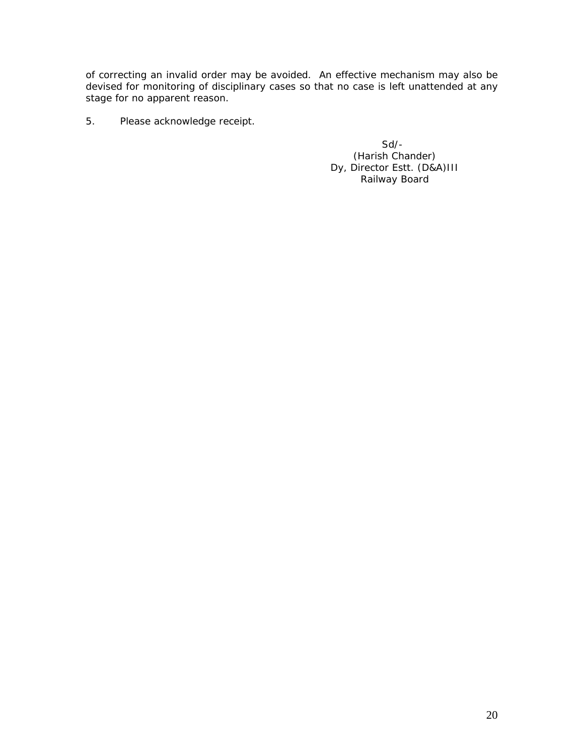of correcting an invalid order may be avoided. An effective mechanism may also be devised for monitoring of disciplinary cases so that no case is left unattended at any stage for no apparent reason.

5. Please acknowledge receipt.

Sd/-
(Harish Chander)
Dy, Director Estt. (D&A)III
Railway Board